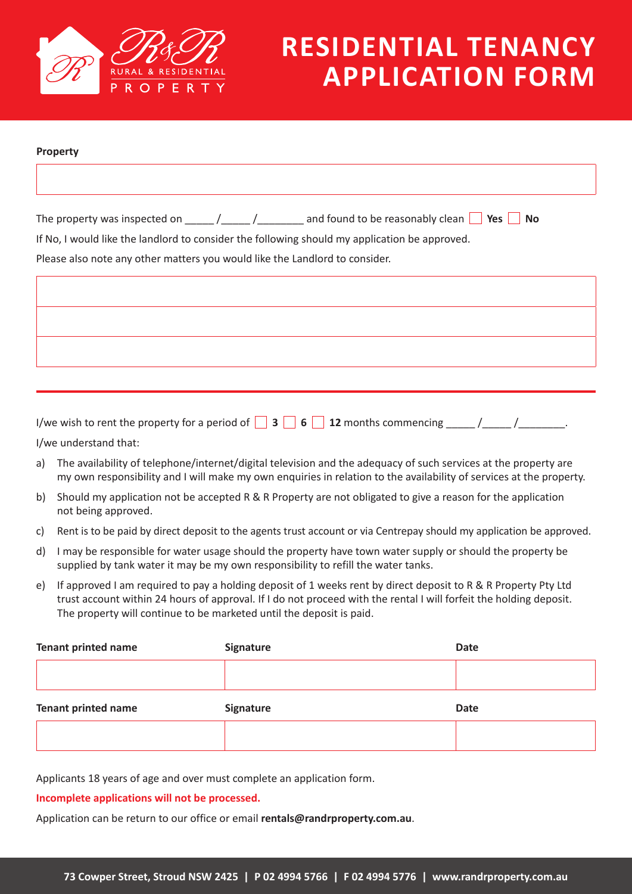R&R RURAL & RESIDENTIAL PROPERTY

# RESIDENTIAL TENANCY APPLICATION FORM

**Property**

| |
|---|
| |

The property was inspected on _____ /_____ /________ and found to be reasonably clean ☐ **Yes** ☐ **No**

If No, I would like the landlord to consider the following should my application be approved.

Please also note any other matters you would like the Landlord to consider.

| |
|---|
| |
| |
| |

I/we wish to rent the property for a period of ☐ **3** ☐ **6** ☐ **12** months commencing _____ /_____ /________.

I/we understand that:

a) The availability of telephone/internet/digital television and the adequacy of such services at the property are my own responsibility and I will make my own enquiries in relation to the availability of services at the property.

b) Should my application not be accepted R & R Property are not obligated to give a reason for the application not being approved.

c) Rent is to be paid by direct deposit to the agents trust account or via Centrepay should my application be approved.

d) I may be responsible for water usage should the property have town water supply or should the property be supplied by tank water it may be my own responsibility to refill the water tanks.

e) If approved I am required to pay a holding deposit of 1 weeks rent by direct deposit to R & R Property Pty Ltd trust account within 24 hours of approval. If I do not proceed with the rental I will forfeit the holding deposit. The property will continue to be marketed until the deposit is paid.

| Tenant printed name | Signature | Date |
|---|---|---|
| | | |

| Tenant printed name | Signature | Date |
|---|---|---|
| | | |

Applicants 18 years of age and over must complete an application form.

**Incomplete applications will not be processed.**

Application can be return to our office or email **rentals@randrproperty.com.au**.

**73 Cowper Street, Stroud NSW 2425 | P 02 4994 5766 | F 02 4994 5776 | www.randrproperty.com.au**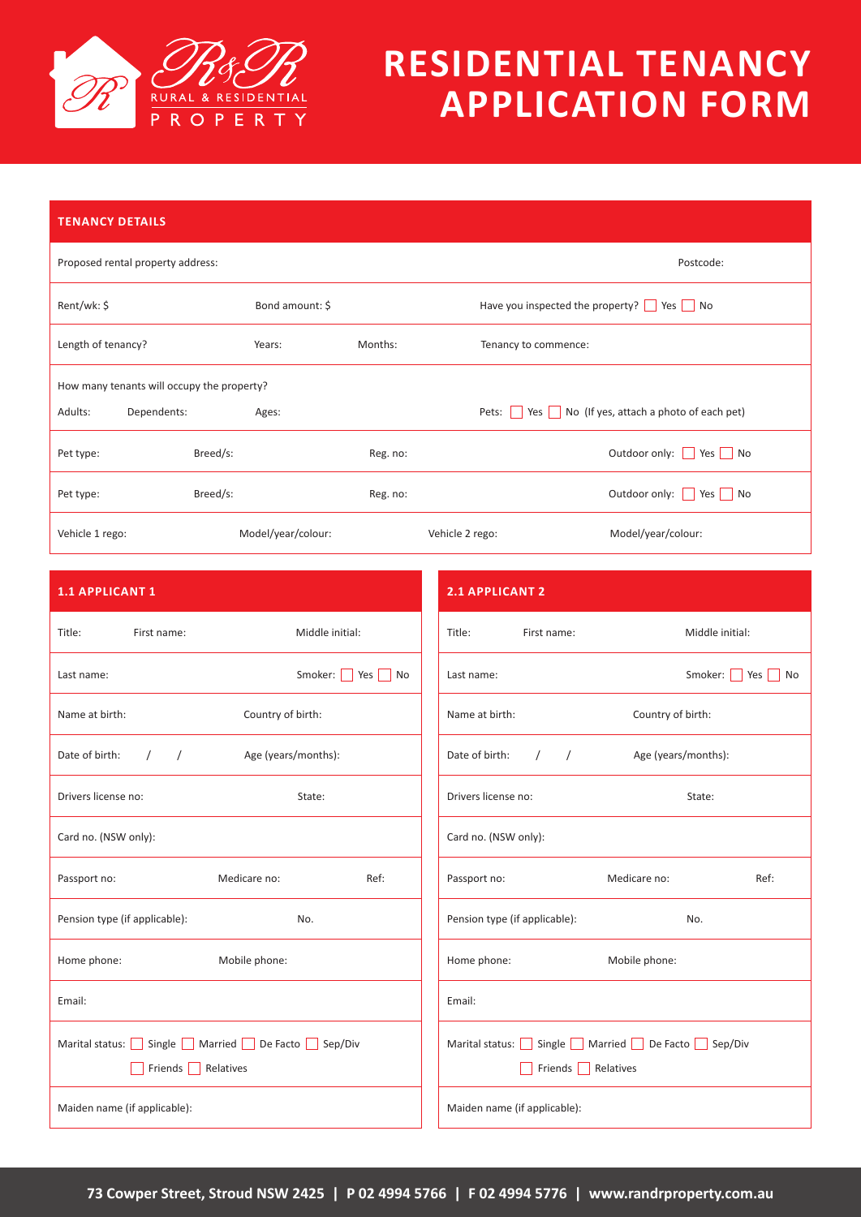# RESIDENTIAL TENANCY APPLICATION FORM

R&R RURAL & RESIDENTIAL PROPERTY

## TENANCY DETAILS

| | | | |
|---|---|---|---|
| Proposed rental property address: | | | Postcode: |
| Rent/wk: $ | Bond amount: $ | Have you inspected the property? ☐ Yes ☐ No | |
| Length of tenancy? | Years: | Months: | Tenancy to commence: |
| How many tenants will occupy the property? Adults: Dependents: | Ages: | Pets: ☐ Yes ☐ No (If yes, attach a photo of each pet) | |
| Pet type: | Breed/s: | Reg. no: | Outdoor only: ☐ Yes ☐ No |
| Pet type: | Breed/s: | Reg. no: | Outdoor only: ☐ Yes ☐ No |
| Vehicle 1 rego: | Model/year/colour: | Vehicle 2 rego: | Model/year/colour: |

## 1.1 APPLICANT 1

| | | |
|---|---|---|
| Title: | First name: | Middle initial: |
| Last name: | | Smoker: ☐ Yes ☐ No |
| Name at birth: | Country of birth: | |
| Date of birth: / / | Age (years/months): | |
| Drivers license no: | | State: |
| Card no. (NSW only): | | |
| Passport no: | Medicare no: | Ref: |
| Pension type (if applicable): | | No. |
| Home phone: | Mobile phone: | |
| Email: | | |
| Marital status: ☐ Single ☐ Married ☐ De Facto ☐ Sep/Div ☐ Friends ☐ Relatives | | |
| Maiden name (if applicable): | | |

## 2.1 APPLICANT 2

| | | |
|---|---|---|
| Title: | First name: | Middle initial: |
| Last name: | | Smoker: ☐ Yes ☐ No |
| Name at birth: | Country of birth: | |
| Date of birth: / / | Age (years/months): | |
| Drivers license no: | | State: |
| Card no. (NSW only): | | |
| Passport no: | Medicare no: | Ref: |
| Pension type (if applicable): | | No. |
| Home phone: | Mobile phone: | |
| Email: | | |
| Marital status: ☐ Single ☐ Married ☐ De Facto ☐ Sep/Div ☐ Friends ☐ Relatives | | |
| Maiden name (if applicable): | | |

**73 Cowper Street, Stroud NSW 2425 | P 02 4994 5766 | F 02 4994 5776 | www.randrproperty.com.au**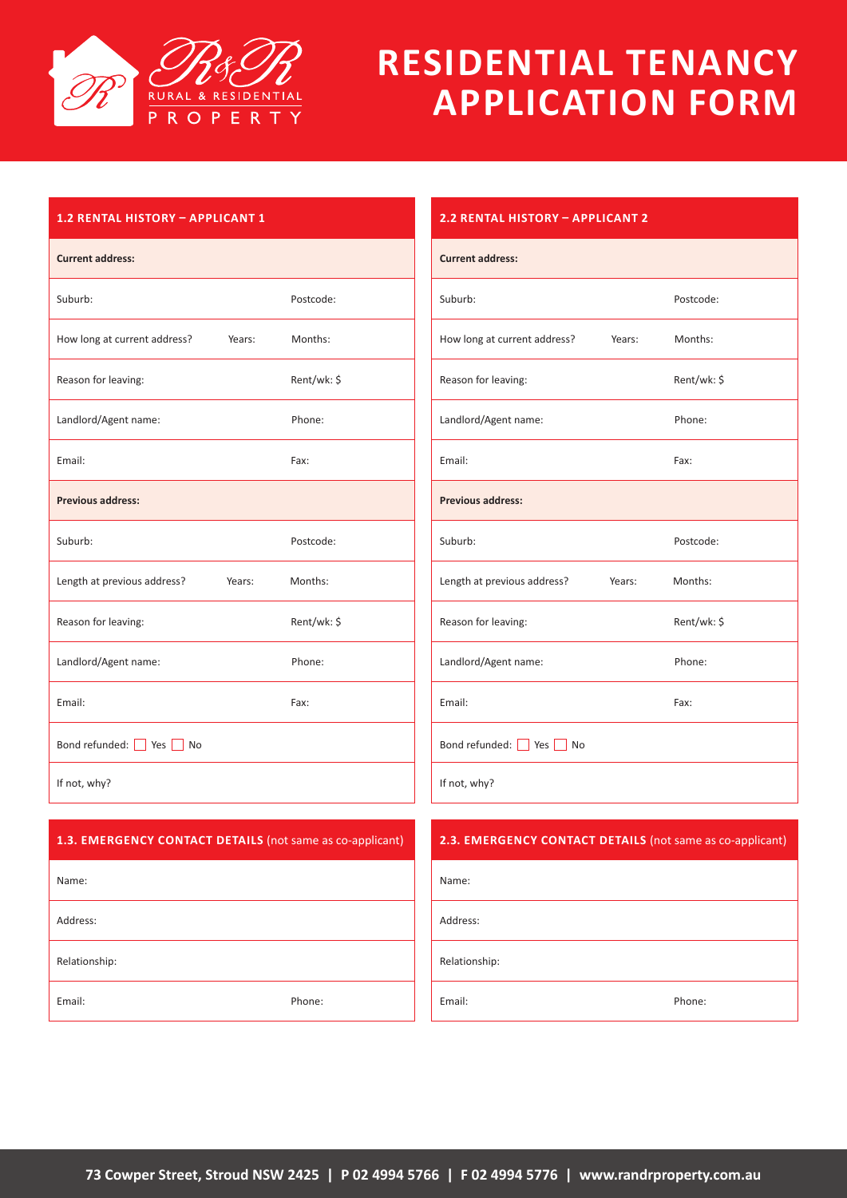# RESIDENTIAL TENANCY APPLICATION FORM

RURAL & RESIDENTIAL PROPERTY

## 1.2 RENTAL HISTORY – APPLICANT 1

| **Current address:** | | |
|---|---|---|
| Suburb: | | Postcode: |
| How long at current address? | Years: | Months: |
| Reason for leaving: | | Rent/wk: $ |
| Landlord/Agent name: | | Phone: |
| Email: | | Fax: |
| **Previous address:** | | |
| Suburb: | | Postcode: |
| Length at previous address? | Years: | Months: |
| Reason for leaving: | | Rent/wk: $ |
| Landlord/Agent name: | | Phone: |
| Email: | | Fax: |
| Bond refunded: ☐ Yes ☐ No | | |
| If not, why? | | |

## 2.2 RENTAL HISTORY – APPLICANT 2

| **Current address:** | | |
|---|---|---|
| Suburb: | | Postcode: |
| How long at current address? | Years: | Months: |
| Reason for leaving: | | Rent/wk: $ |
| Landlord/Agent name: | | Phone: |
| Email: | | Fax: |
| **Previous address:** | | |
| Suburb: | | Postcode: |
| Length at previous address? | Years: | Months: |
| Reason for leaving: | | Rent/wk: $ |
| Landlord/Agent name: | | Phone: |
| Email: | | Fax: |
| Bond refunded: ☐ Yes ☐ No | | |
| If not, why? | | |

## 1.3. EMERGENCY CONTACT DETAILS (not same as co-applicant)

| Name: | |
|---|---|
| Address: | |
| Relationship: | |
| Email: | Phone: |

## 2.3. EMERGENCY CONTACT DETAILS (not same as co-applicant)

| Name: | |
|---|---|
| Address: | |
| Relationship: | |
| Email: | Phone: |

**73 Cowper Street, Stroud NSW 2425 | P 02 4994 5766 | F 02 4994 5776 | www.randrproperty.com.au**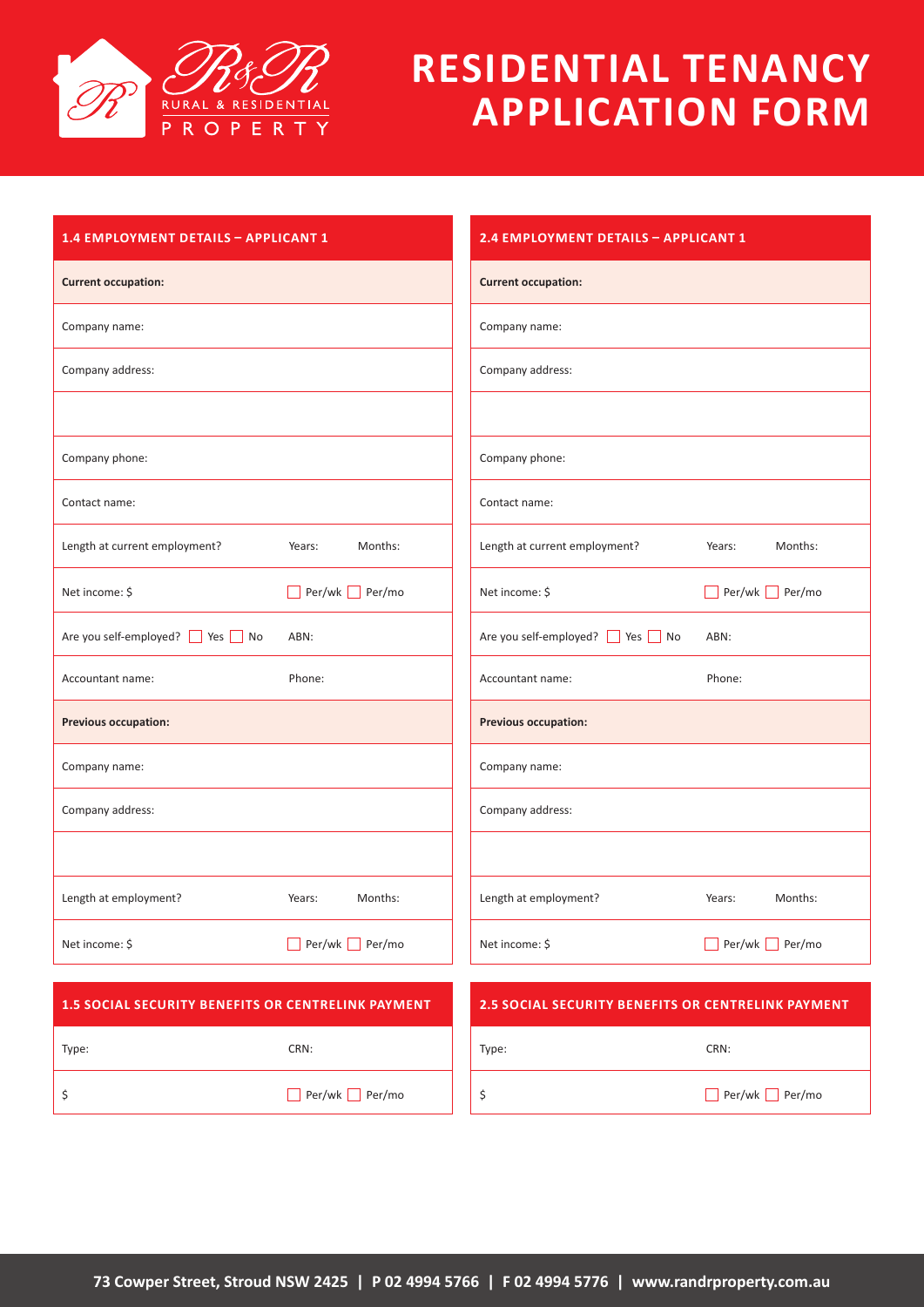# RESIDENTIAL TENANCY APPLICATION FORM

R&R RURAL & RESIDENTIAL PROPERTY

## 1.4 EMPLOYMENT DETAILS – APPLICANT 1

| **Current occupation:** | |
|---|---|
| Company name: | |
| Company address: | |
| | |
| Company phone: | |
| Contact name: | |
| Length at current employment? | Years: Months: |
| Net income: $ | ☐ Per/wk ☐ Per/mo |
| Are you self-employed? ☐ Yes ☐ No | ABN: |
| Accountant name: | Phone: |
| **Previous occupation:** | |
| Company name: | |
| Company address: | |
| | |
| Length at employment? | Years: Months: |
| Net income: $ | ☐ Per/wk ☐ Per/mo |

## 1.5 SOCIAL SECURITY BENEFITS OR CENTRELINK PAYMENT

| Type: | CRN: |
|---|---|
| $ | ☐ Per/wk ☐ Per/mo |

## 2.4 EMPLOYMENT DETAILS – APPLICANT 1

| **Current occupation:** | |
|---|---|
| Company name: | |
| Company address: | |
| | |
| Company phone: | |
| Contact name: | |
| Length at current employment? | Years: Months: |
| Net income: $ | ☐ Per/wk ☐ Per/mo |
| Are you self-employed? ☐ Yes ☐ No | ABN: |
| Accountant name: | Phone: |
| **Previous occupation:** | |
| Company name: | |
| Company address: | |
| | |
| Length at employment? | Years: Months: |
| Net income: $ | ☐ Per/wk ☐ Per/mo |

## 2.5 SOCIAL SECURITY BENEFITS OR CENTRELINK PAYMENT

| Type: | CRN: |
|---|---|
| $ | ☐ Per/wk ☐ Per/mo |

**73 Cowper Street, Stroud NSW 2425 | P 02 4994 5766 | F 02 4994 5776 | www.randrproperty.com.au**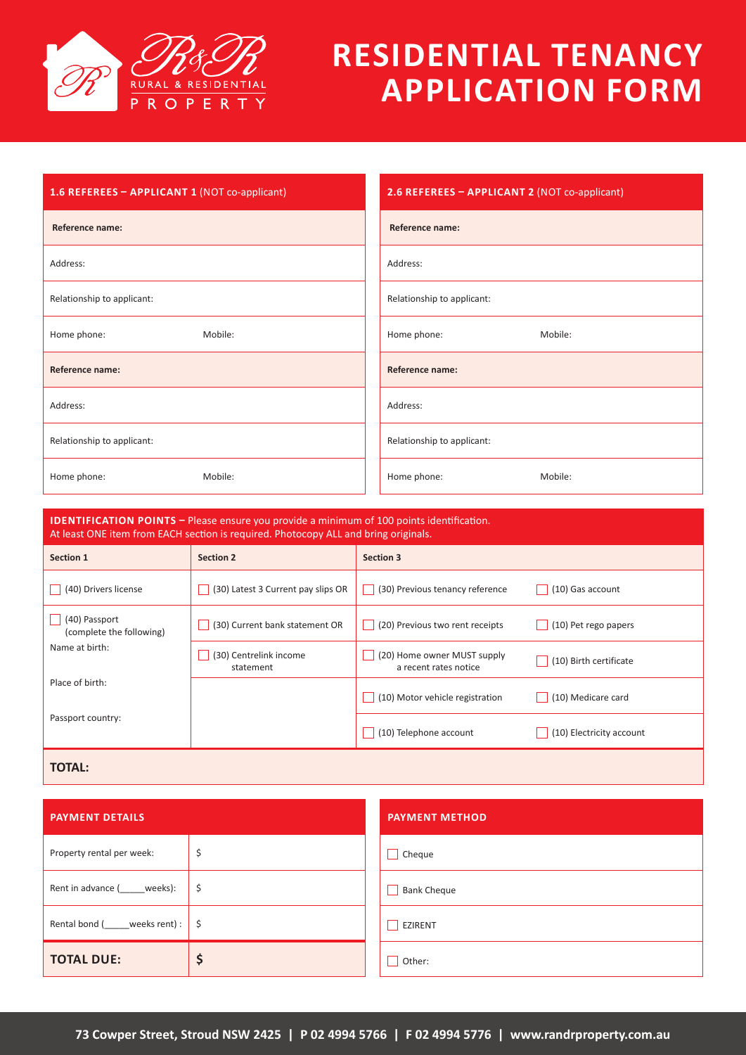R&R RURAL & RESIDENTIAL PROPERTY

# RESIDENTIAL TENANCY APPLICATION FORM

| **1.6 REFEREES – APPLICANT 1** (NOT co-applicant) | |
|---|---|
| **Reference name:** | |
| Address: | |
| Relationship to applicant: | |
| Home phone: | Mobile: |
| **Reference name:** | |
| Address: | |
| Relationship to applicant: | |
| Home phone: | Mobile: |

| **2.6 REFEREES – APPLICANT 2** (NOT co-applicant) | |
|---|---|
| **Reference name:** | |
| Address: | |
| Relationship to applicant: | |
| Home phone: | Mobile: |
| **Reference name:** | |
| Address: | |
| Relationship to applicant: | |
| Home phone: | Mobile: |

**IDENTIFICATION POINTS** – Please ensure you provide a minimum of 100 points identification. At least ONE item from EACH section is required. Photocopy ALL and bring originals.

| Section 1 | Section 2 | Section 3 | |
|---|---|---|---|
| ☐ (40) Drivers license | ☐ (30) Latest 3 Current pay slips OR | ☐ (30) Previous tenancy reference | ☐ (10) Gas account |
| ☐ (40) Passport (complete the following) | ☐ (30) Current bank statement OR | ☐ (20) Previous two rent receipts | ☐ (10) Pet rego papers |
| Name at birth: | ☐ (30) Centrelink income statement | ☐ (20) Home owner MUST supply a recent rates notice | ☐ (10) Birth certificate |
| Place of birth: | | ☐ (10) Motor vehicle registration | ☐ (10) Medicare card |
| Passport country: | | ☐ (10) Telephone account | ☐ (10) Electricity account |

**TOTAL:**

| PAYMENT DETAILS | |
|---|---|
| Property rental per week: | $ |
| Rent in advance (_____weeks): | $ |
| Rental bond (_____weeks rent) : | $ |
| **TOTAL DUE:** | **$** |

| PAYMENT METHOD |
|---|
| ☐ Cheque |
| ☐ Bank Cheque |
| ☐ EZIRENT |
| ☐ Other: |

73 Cowper Street, Stroud NSW 2425 | P 02 4994 5766 | F 02 4994 5776 | www.randrproperty.com.au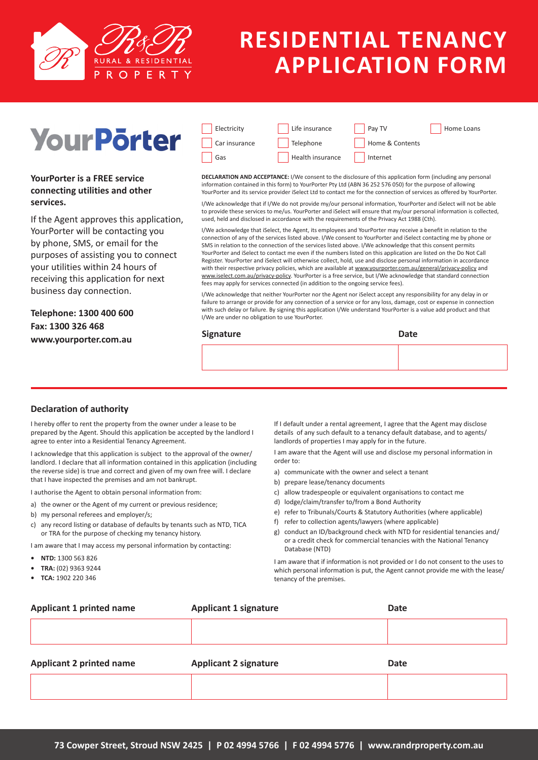# RESIDENTIAL TENANCY APPLICATION FORM

R&R RURAL & RESIDENTIAL PROPERTY

YourPorter

**YourPorter is a FREE service connecting utilities and other services.**

If the Agent approves this application, YourPorter will be contacting you by phone, SMS, or email for the purposes of assisting you to connect your utilities within 24 hours of receiving this application for next business day connection.

**Telephone: 1300 400 600**
**Fax: 1300 326 468**
**www.yourporter.com.au**

- [ ] Electricity
- [ ] Car insurance
- [ ] Gas
- [ ] Life insurance
- [ ] Telephone
- [ ] Health insurance
- [ ] Pay TV
- [ ] Home & Contents
- [ ] Internet
- [ ] Home Loans

**DECLARATION AND ACCEPTANCE:** I/We consent to the disclosure of this application form (including any personal information contained in this form) to YourPorter Pty Ltd (ABN 36 252 576 050) for the purpose of allowing YourPorter and its service provider iSelect Ltd to contact me for the connection of services as offered by YourPorter.

I/We acknowledge that if I/We do not provide my/our personal information, YourPorter and iSelect will not be able to provide these services to me/us. YourPorter and iSelect will ensure that my/our personal information is collected, used, held and disclosed in accordance with the requirements of the Privacy Act 1988 (Cth).

I/We acknowledge that iSelect, the Agent, its employees and YourPorter may receive a benefit in relation to the connection of any of the services listed above. I/We consent to YourPorter and iSelect contacting me by phone or SMS in relation to the connection of the services listed above. I/We acknowledge that this consent permits YourPorter and iSelect to contact me even if the numbers listed on this application are listed on the Do Not Call Register. YourPorter and iSelect will otherwise collect, hold, use and disclose personal information in accordance with their respective privacy policies, which are available at www.yourporter.com.au/general/privacy-policy and www.iselect.com.au/privacy-policy. YourPorter is a free service, but I/We acknowledge that standard connection fees may apply for services connected (in addition to the ongoing service fees).

I/We acknowledge that neither YourPorter nor the Agent nor iSelect accept any responsibility for any delay in or failure to arrange or provide for any connection of a service or for any loss, damage, cost or expense in connection with such delay or failure. By signing this application I/We understand YourPorter is a value add product and that I/We are under no obligation to use YourPorter.

| Signature | Date |
|---|---|
| | |

## Declaration of authority

I hereby offer to rent the property from the owner under a lease to be prepared by the Agent. Should this application be accepted by the landlord I agree to enter into a Residential Tenancy Agreement.

I acknowledge that this application is subject to the approval of the owner/landlord. I declare that all information contained in this application (including the reverse side) is true and correct and given of my own free will. I declare that I have inspected the premises and am not bankrupt.

I authorise the Agent to obtain personal information from:

a) the owner or the Agent of my current or previous residence;
b) my personal referees and employer/s;
c) any record listing or database of defaults by tenants such as NTD, TICA or TRA for the purpose of checking my tenancy history.

I am aware that I may access my personal information by contacting:

- **NTD:** 1300 563 826
- **TRA:** (02) 9363 9244
- **TCA:** 1902 220 346

If I default under a rental agreement, I agree that the Agent may disclose details of any such default to a tenancy default database, and to agents/landlords of properties I may apply for in the future.

I am aware that the Agent will use and disclose my personal information in order to:

a) communicate with the owner and select a tenant
b) prepare lease/tenancy documents
c) allow tradespeople or equivalent organisations to contact me
d) lodge/claim/transfer to/from a Bond Authority
e) refer to Tribunals/Courts & Statutory Authorities (where applicable)
f) refer to collection agents/lawyers (where applicable)
g) conduct an ID/background check with NTD for residential tenancies and/or a credit check for commercial tenancies with the National Tenancy Database (NTD)

I am aware that if information is not provided or I do not consent to the uses to which personal information is put, the Agent cannot provide me with the lease/tenancy of the premises.

| Applicant 1 printed name | Applicant 1 signature | Date |
|---|---|---|
| | | |

| Applicant 2 printed name | Applicant 2 signature | Date |
|---|---|---|
| | | |

73 Cowper Street, Stroud NSW 2425 | P 02 4994 5766 | F 02 4994 5776 | www.randrproperty.com.au